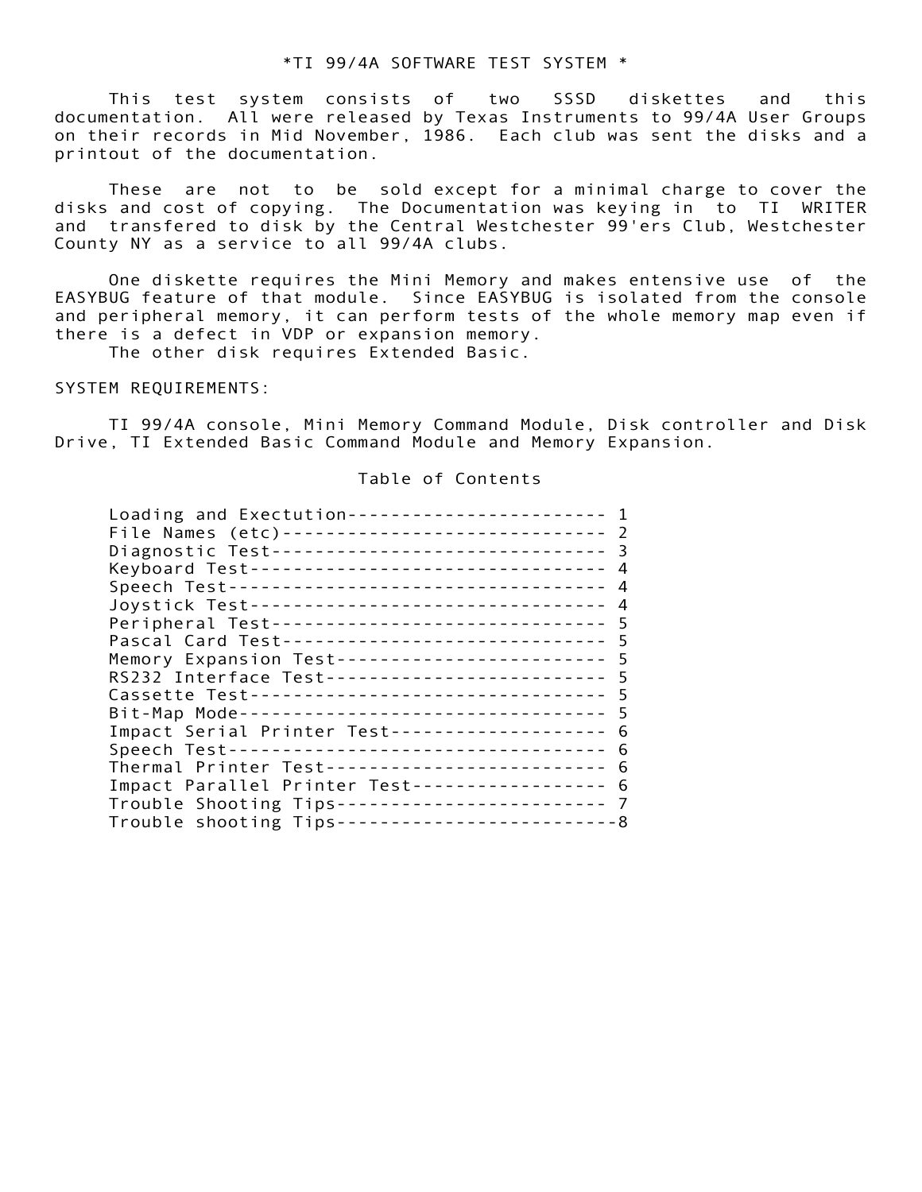# *TI 99/4A SOFTWARE TEST SYSTEM *

This test system consists of two SSSD diskettes and this documentation. All were released by Texas Instruments to 99/4A User Groups on their records in Mid November, 1986. Each club was sent the disks and a printout of the documentation.

These are not to be sold except for a minimal charge to cover the disks and cost of copying. The Documentation was keying in to TI WRITER and transfered to disk by the Central Westchester 99'ers Club, Westchester County NY as a service to all 99/4A clubs.

One diskette requires the Mini Memory and makes entensive use of the EASYBUG feature of that module. Since EASYBUG is isolated from the console and peripheral memory, it can perform tests of the whole memory map even if there is a defect in VDP or expansion memory.

The other disk requires Extended Basic.

SYSTEM REQUIREMENTS:

TI 99/4A console, Mini Memory Command Module, Disk controller and Disk Drive, TI Extended Basic Command Module and Memory Expansion.

## Table of Contents

```
Loading and Exectution------------------------ 1
File Names (etc)------------------------------ 2
Diagnostic Test------------------------------- 3
Keyboard Test--------------------------------- 4
Speech Test----------------------------------- 4
Joystick Test--------------------------------- 4
Peripheral Test------------------------------- 5
Pascal Card Test------------------------------ 5
Memory Expansion Test------------------------- 5
RS232 Interface Test-------------------------- 5
Cassette Test--------------------------------- 5
Bit-Map Mode---------------------------------- 5
Impact Serial Printer Test-------------------- 6
Speech Test----------------------------------- 6
Thermal Printer Test-------------------------- 6
Impact Parallel Printer Test------------------ 6
Trouble Shooting Tips------------------------- 7
Trouble shooting Tips--------------------------8
```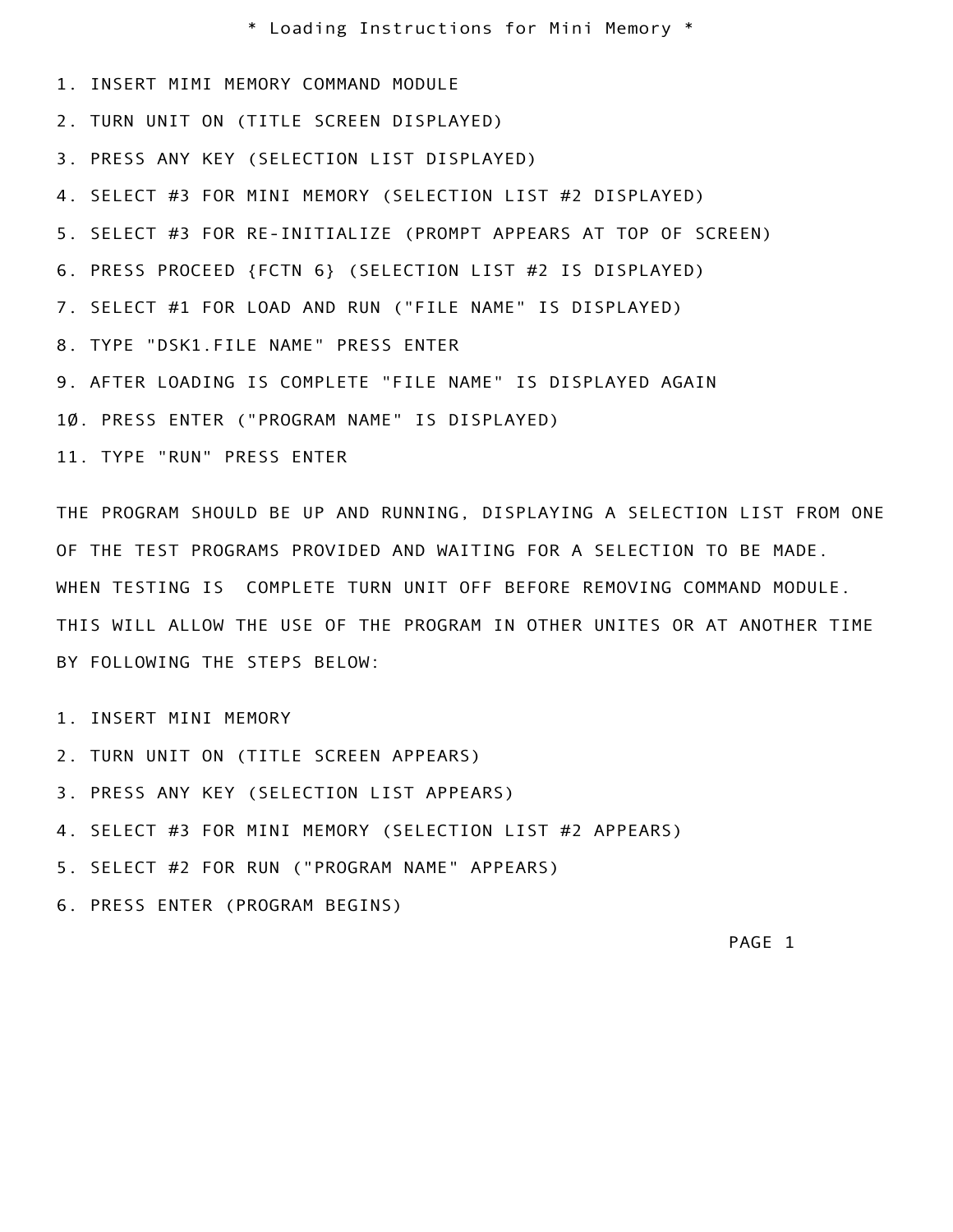# * Loading Instructions for Mini Memory *

1. INSERT MIMI MEMORY COMMAND MODULE
2. TURN UNIT ON (TITLE SCREEN DISPLAYED)
3. PRESS ANY KEY (SELECTION LIST DISPLAYED)
4. SELECT #3 FOR MINI MEMORY (SELECTION LIST #2 DISPLAYED)
5. SELECT #3 FOR RE-INITIALIZE (PROMPT APPEARS AT TOP OF SCREEN)
6. PRESS PROCEED {FCTN 6} (SELECTION LIST #2 IS DISPLAYED)
7. SELECT #1 FOR LOAD AND RUN ("FILE NAME" IS DISPLAYED)
8. TYPE "DSK1.FILE NAME" PRESS ENTER
9. AFTER LOADING IS COMPLETE "FILE NAME" IS DISPLAYED AGAIN
10. PRESS ENTER ("PROGRAM NAME" IS DISPLAYED)
11. TYPE "RUN" PRESS ENTER

THE PROGRAM SHOULD BE UP AND RUNNING, DISPLAYING A SELECTION LIST FROM ONE OF THE TEST PROGRAMS PROVIDED AND WAITING FOR A SELECTION TO BE MADE. WHEN TESTING IS COMPLETE TURN UNIT OFF BEFORE REMOVING COMMAND MODULE. THIS WILL ALLOW THE USE OF THE PROGRAM IN OTHER UNITES OR AT ANOTHER TIME BY FOLLOWING THE STEPS BELOW:

1. INSERT MINI MEMORY
2. TURN UNIT ON (TITLE SCREEN APPEARS)
3. PRESS ANY KEY (SELECTION LIST APPEARS)
4. SELECT #3 FOR MINI MEMORY (SELECTION LIST #2 APPEARS)
5. SELECT #2 FOR RUN ("PROGRAM NAME" APPEARS)
6. PRESS ENTER (PROGRAM BEGINS)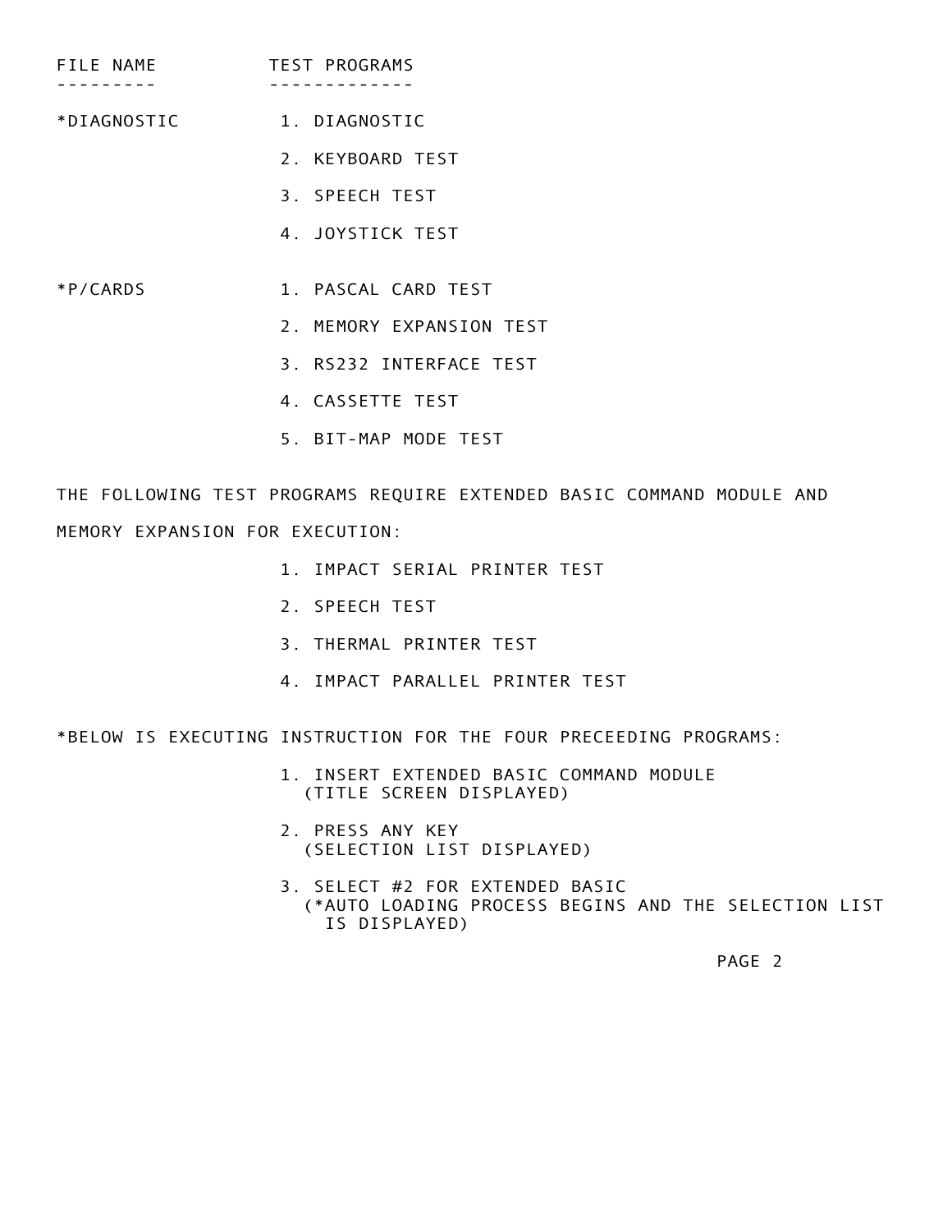| FILE NAME | TEST PROGRAMS |
| --- | --- |
| *DIAGNOSTIC | 1. DIAGNOSTIC |
| | 2. KEYBOARD TEST |
| | 3. SPEECH TEST |
| | 4. JOYSTICK TEST |
| *P/CARDS | 1. PASCAL CARD TEST |
| | 2. MEMORY EXPANSION TEST |
| | 3. RS232 INTERFACE TEST |
| | 4. CASSETTE TEST |
| | 5. BIT-MAP MODE TEST |

THE FOLLOWING TEST PROGRAMS REQUIRE EXTENDED BASIC COMMAND MODULE AND MEMORY EXPANSION FOR EXECUTION:

1. IMPACT SERIAL PRINTER TEST
2. SPEECH TEST
3. THERMAL PRINTER TEST
4. IMPACT PARALLEL PRINTER TEST

*BELOW IS EXECUTING INSTRUCTION FOR THE FOUR PRECEEDING PROGRAMS:

1. INSERT EXTENDED BASIC COMMAND MODULE
   (TITLE SCREEN DISPLAYED)
2. PRESS ANY KEY
   (SELECTION LIST DISPLAYED)
3. SELECT #2 FOR EXTENDED BASIC
   (*AUTO LOADING PROCESS BEGINS AND THE SELECTION LIST IS DISPLAYED)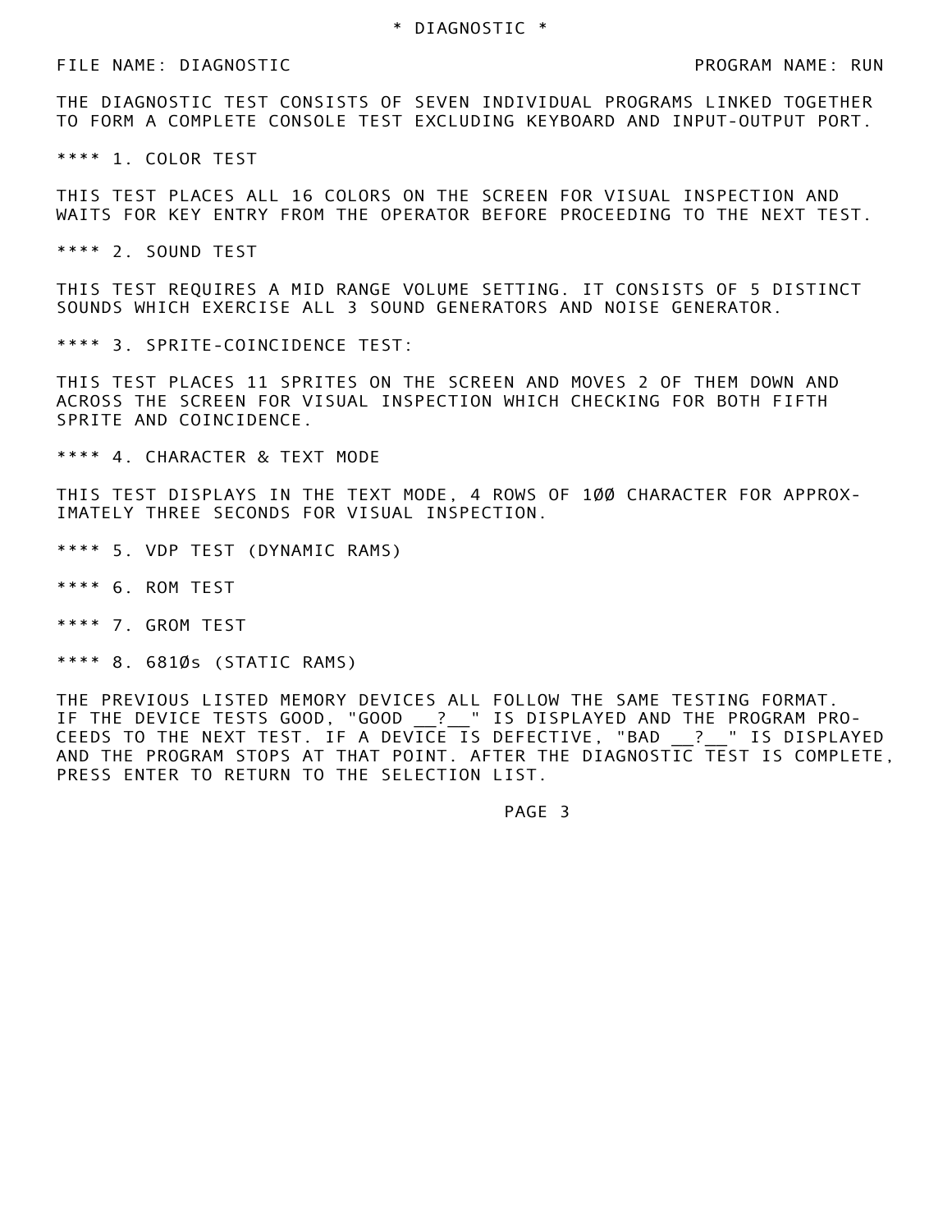# * DIAGNOSTIC *

FILE NAME: DIAGNOSTIC PROGRAM NAME: RUN

THE DIAGNOSTIC TEST CONSISTS OF SEVEN INDIVIDUAL PROGRAMS LINKED TOGETHER TO FORM A COMPLETE CONSOLE TEST EXCLUDING KEYBOARD AND INPUT-OUTPUT PORT.

**** 1. COLOR TEST

THIS TEST PLACES ALL 16 COLORS ON THE SCREEN FOR VISUAL INSPECTION AND WAITS FOR KEY ENTRY FROM THE OPERATOR BEFORE PROCEEDING TO THE NEXT TEST.

**** 2. SOUND TEST

THIS TEST REQUIRES A MID RANGE VOLUME SETTING. IT CONSISTS OF 5 DISTINCT SOUNDS WHICH EXERCISE ALL 3 SOUND GENERATORS AND NOISE GENERATOR.

**** 3. SPRITE-COINCIDENCE TEST:

THIS TEST PLACES 11 SPRITES ON THE SCREEN AND MOVES 2 OF THEM DOWN AND ACROSS THE SCREEN FOR VISUAL INSPECTION WHICH CHECKING FOR BOTH FIFTH SPRITE AND COINCIDENCE.

**** 4. CHARACTER & TEXT MODE

THIS TEST DISPLAYS IN THE TEXT MODE, 4 ROWS OF 1ØØ CHARACTER FOR APPROXIMATELY THREE SECONDS FOR VISUAL INSPECTION.

**** 5. VDP TEST (DYNAMIC RAMS)

**** 6. ROM TEST

**** 7. GROM TEST

**** 8. 681Øs (STATIC RAMS)

THE PREVIOUS LISTED MEMORY DEVICES ALL FOLLOW THE SAME TESTING FORMAT. IF THE DEVICE TESTS GOOD, "GOOD __?__" IS DISPLAYED AND THE PROGRAM PROCEEDS TO THE NEXT TEST. IF A DEVICE IS DEFECTIVE, "BAD __?__" IS DISPLAYED AND THE PROGRAM STOPS AT THAT POINT. AFTER THE DIAGNOSTIC TEST IS COMPLETE, PRESS ENTER TO RETURN TO THE SELECTION LIST.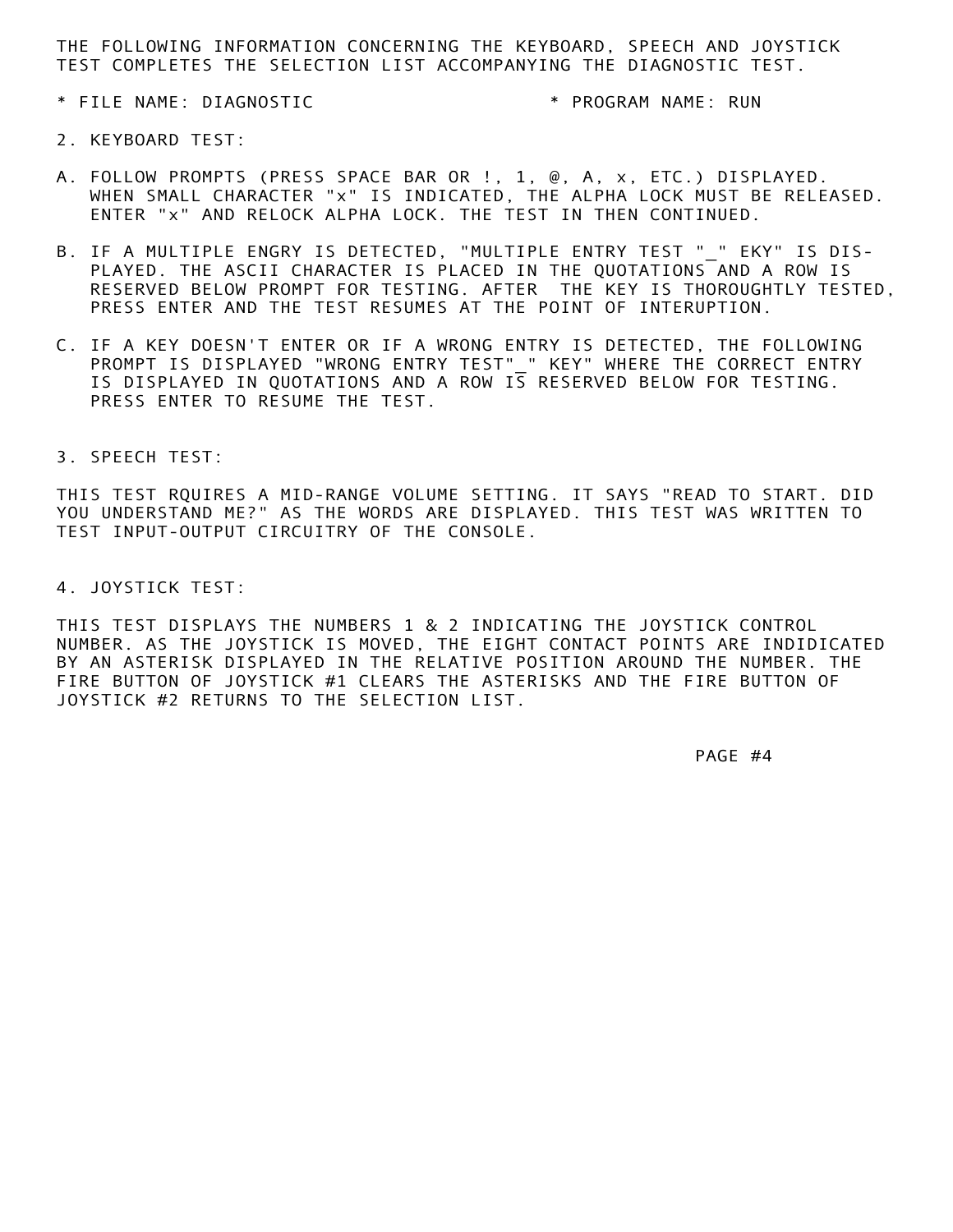THE FOLLOWING INFORMATION CONCERNING THE KEYBOARD, SPEECH AND JOYSTICK TEST COMPLETES THE SELECTION LIST ACCOMPANYING THE DIAGNOSTIC TEST.

* FILE NAME: DIAGNOSTIC * PROGRAM NAME: RUN

2. KEYBOARD TEST:

A. FOLLOW PROMPTS (PRESS SPACE BAR OR !, 1, @, A, x, ETC.) DISPLAYED. WHEN SMALL CHARACTER "x" IS INDICATED, THE ALPHA LOCK MUST BE RELEASED. ENTER "x" AND RELOCK ALPHA LOCK. THE TEST IN THEN CONTINUED.

B. IF A MULTIPLE ENGRY IS DETECTED, "MULTIPLE ENTRY TEST "_" EKY" IS DISPLAYED. THE ASCII CHARACTER IS PLACED IN THE QUOTATIONS AND A ROW IS RESERVED BELOW PROMPT FOR TESTING. AFTER THE KEY IS THOROUGHTLY TESTED, PRESS ENTER AND THE TEST RESUMES AT THE POINT OF INTERUPTION.

C. IF A KEY DOESN'T ENTER OR IF A WRONG ENTRY IS DETECTED, THE FOLLOWING PROMPT IS DISPLAYED "WRONG ENTRY TEST"_" KEY" WHERE THE CORRECT ENTRY IS DISPLAYED IN QUOTATIONS AND A ROW IS RESERVED BELOW FOR TESTING. PRESS ENTER TO RESUME THE TEST.

3. SPEECH TEST:

THIS TEST RQUIRES A MID-RANGE VOLUME SETTING. IT SAYS "READ TO START. DID YOU UNDERSTAND ME?" AS THE WORDS ARE DISPLAYED. THIS TEST WAS WRITTEN TO TEST INPUT-OUTPUT CIRCUITRY OF THE CONSOLE.

4. JOYSTICK TEST:

THIS TEST DISPLAYS THE NUMBERS 1 & 2 INDICATING THE JOYSTICK CONTROL NUMBER. AS THE JOYSTICK IS MOVED, THE EIGHT CONTACT POINTS ARE INDIDICATED BY AN ASTERISK DISPLAYED IN THE RELATIVE POSITION AROUND THE NUMBER. THE FIRE BUTTON OF JOYSTICK #1 CLEARS THE ASTERISKS AND THE FIRE BUTTON OF JOYSTICK #2 RETURNS TO THE SELECTION LIST.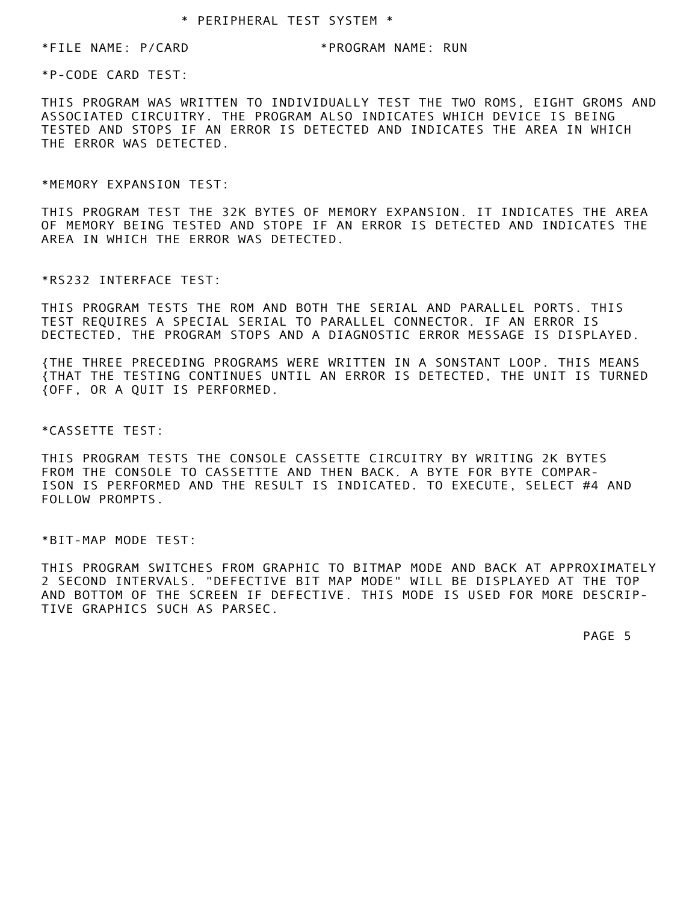# * PERIPHERAL TEST SYSTEM *

*FILE NAME: P/CARD *PROGRAM NAME: RUN

## *P-CODE CARD TEST:

THIS PROGRAM WAS WRITTEN TO INDIVIDUALLY TEST THE TWO ROMS, EIGHT GROMS AND ASSOCIATED CIRCUITRY. THE PROGRAM ALSO INDICATES WHICH DEVICE IS BEING TESTED AND STOPS IF AN ERROR IS DETECTED AND INDICATES THE AREA IN WHICH THE ERROR WAS DETECTED.

## *MEMORY EXPANSION TEST:

THIS PROGRAM TEST THE 32K BYTES OF MEMORY EXPANSION. IT INDICATES THE AREA OF MEMORY BEING TESTED AND STOPE IF AN ERROR IS DETECTED AND INDICATES THE AREA IN WHICH THE ERROR WAS DETECTED.

## *RS232 INTERFACE TEST:

THIS PROGRAM TESTS THE ROM AND BOTH THE SERIAL AND PARALLEL PORTS. THIS TEST REQUIRES A SPECIAL SERIAL TO PARALLEL CONNECTOR. IF AN ERROR IS DECTECTED, THE PROGRAM STOPS AND A DIAGNOSTIC ERROR MESSAGE IS DISPLAYED.

{THE THREE PRECEDING PROGRAMS WERE WRITTEN IN A SONSTANT LOOP. THIS MEANS
{THAT THE TESTING CONTINUES UNTIL AN ERROR IS DETECTED, THE UNIT IS TURNED
{OFF, OR A QUIT IS PERFORMED.

## *CASSETTE TEST:

THIS PROGRAM TESTS THE CONSOLE CASSETTE CIRCUITRY BY WRITING 2K BYTES FROM THE CONSOLE TO CASSETTTE AND THEN BACK. A BYTE FOR BYTE COMPARISON IS PERFORMED AND THE RESULT IS INDICATED. TO EXECUTE, SELECT #4 AND FOLLOW PROMPTS.

## *BIT-MAP MODE TEST:

THIS PROGRAM SWITCHES FROM GRAPHIC TO BITMAP MODE AND BACK AT APPROXIMATELY 2 SECOND INTERVALS. "DEFECTIVE BIT MAP MODE" WILL BE DISPLAYED AT THE TOP AND BOTTOM OF THE SCREEN IF DEFECTIVE. THIS MODE IS USED FOR MORE DESCRIPTIVE GRAPHICS SUCH AS PARSEC.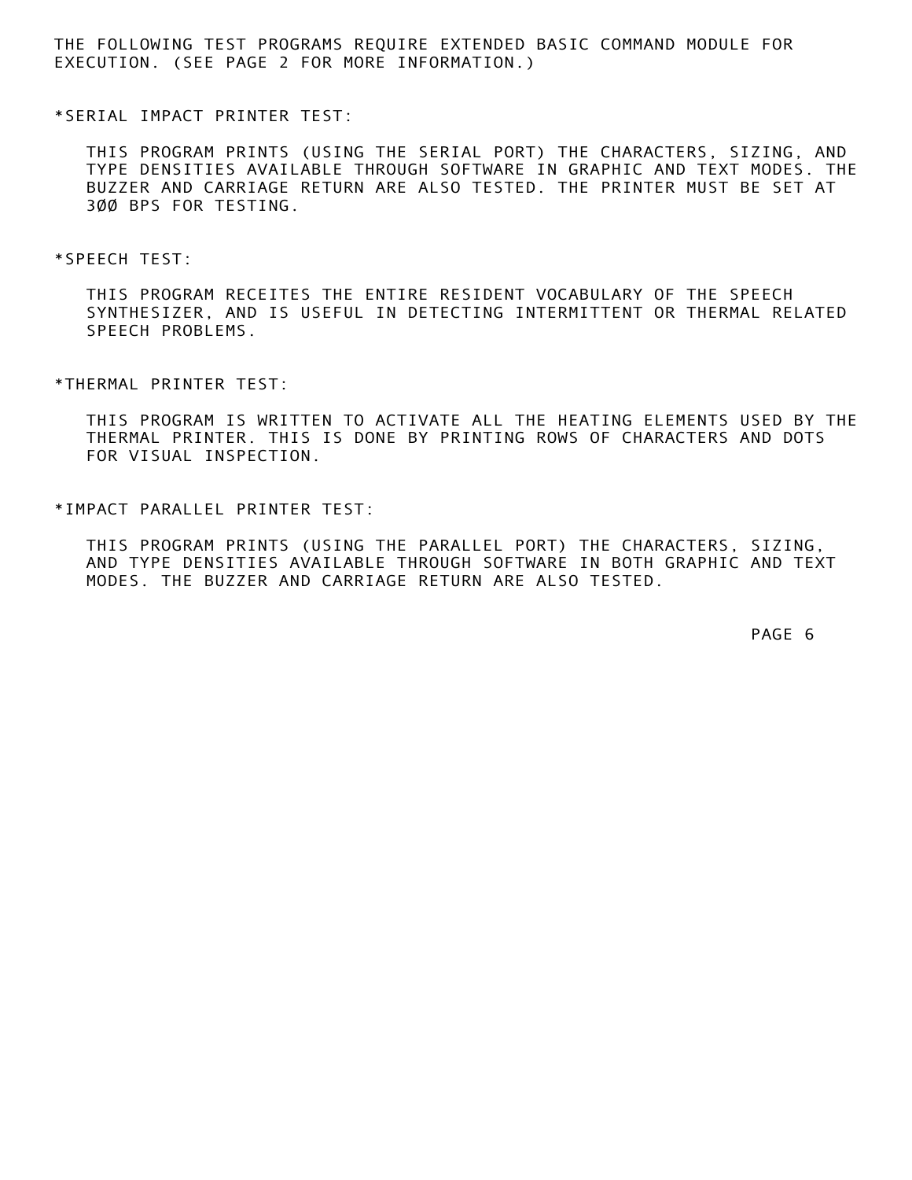THE FOLLOWING TEST PROGRAMS REQUIRE EXTENDED BASIC COMMAND MODULE FOR EXECUTION. (SEE PAGE 2 FOR MORE INFORMATION.)

*SERIAL IMPACT PRINTER TEST:

THIS PROGRAM PRINTS (USING THE SERIAL PORT) THE CHARACTERS, SIZING, AND TYPE DENSITIES AVAILABLE THROUGH SOFTWARE IN GRAPHIC AND TEXT MODES. THE BUZZER AND CARRIAGE RETURN ARE ALSO TESTED. THE PRINTER MUST BE SET AT 3ØØ BPS FOR TESTING.

*SPEECH TEST:

THIS PROGRAM RECEITES THE ENTIRE RESIDENT VOCABULARY OF THE SPEECH SYNTHESIZER, AND IS USEFUL IN DETECTING INTERMITTENT OR THERMAL RELATED SPEECH PROBLEMS.

*THERMAL PRINTER TEST:

THIS PROGRAM IS WRITTEN TO ACTIVATE ALL THE HEATING ELEMENTS USED BY THE THERMAL PRINTER. THIS IS DONE BY PRINTING ROWS OF CHARACTERS AND DOTS FOR VISUAL INSPECTION.

*IMPACT PARALLEL PRINTER TEST:

THIS PROGRAM PRINTS (USING THE PARALLEL PORT) THE CHARACTERS, SIZING, AND TYPE DENSITIES AVAILABLE THROUGH SOFTWARE IN BOTH GRAPHIC AND TEXT MODES. THE BUZZER AND CARRIAGE RETURN ARE ALSO TESTED.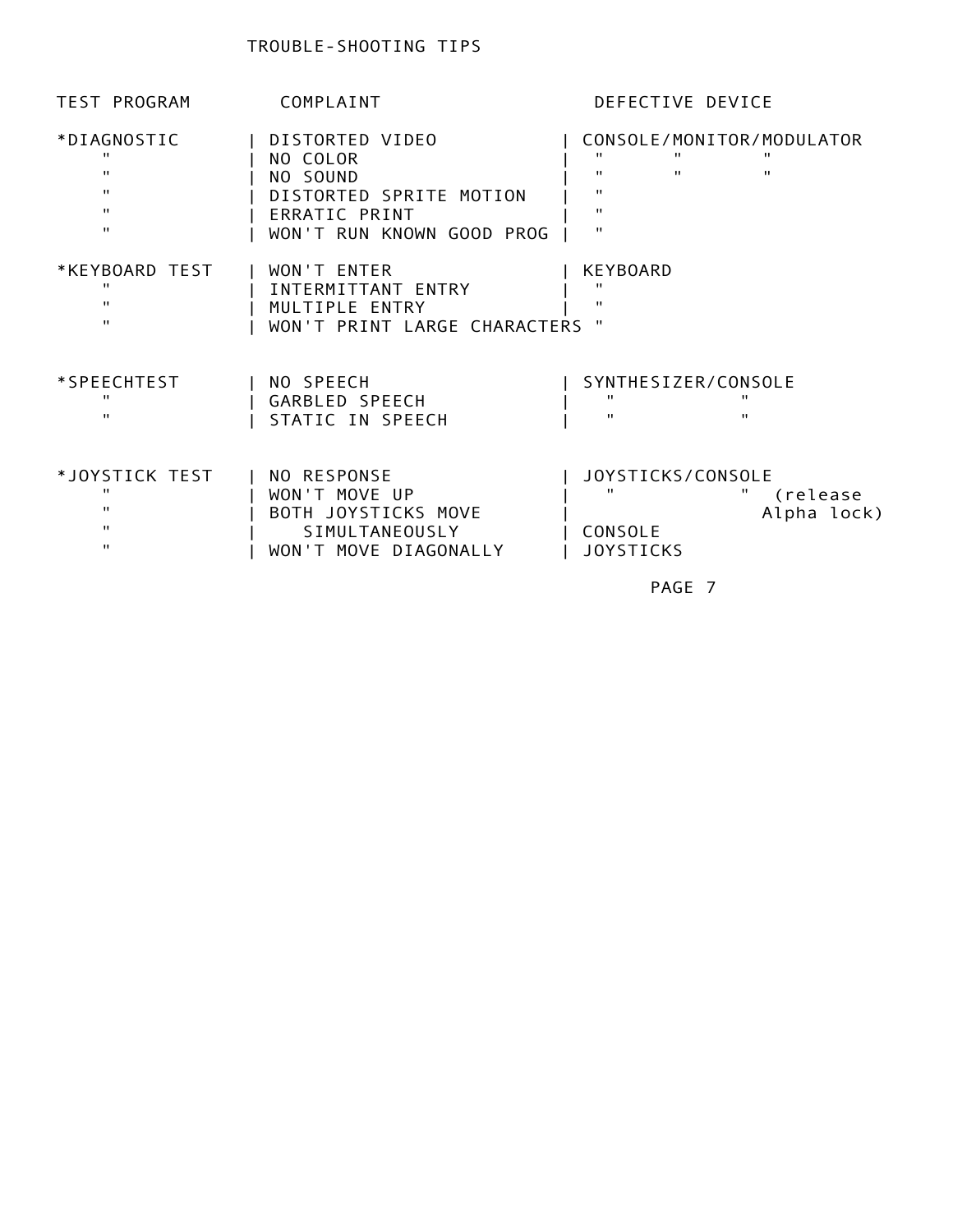# TROUBLE-SHOOTING TIPS

| TEST PROGRAM | COMPLAINT | DEFECTIVE DEVICE |
|---|---|---|
| *DIAGNOSTIC | DISTORTED VIDEO | CONSOLE/MONITOR/MODULATOR |
| " | NO COLOR | " " " |
| " | NO SOUND | " " " |
| " | DISTORTED SPRITE MOTION | " |
| " | ERRATIC PRINT | " |
| " | WON'T RUN KNOWN GOOD PROG | " |
| *KEYBOARD TEST | WON'T ENTER | KEYBOARD |
| " | INTERMITTANT ENTRY | " |
| " | MULTIPLE ENTRY | " |
| " | WON'T PRINT LARGE CHARACTERS | " |
| *SPEECHTEST | NO SPEECH | SYNTHESIZER/CONSOLE |
| " | GARBLED SPEECH | " " |
| " | STATIC IN SPEECH | " " |
| *JOYSTICK TEST | NO RESPONSE | JOYSTICKS/CONSOLE |
| " | WON'T MOVE UP | " " (release Alpha lock) |
| " | BOTH JOYSTICKS MOVE SIMULTANEOUSLY | CONSOLE |
| " | WON'T MOVE DIAGONALLY | JOYSTICKS |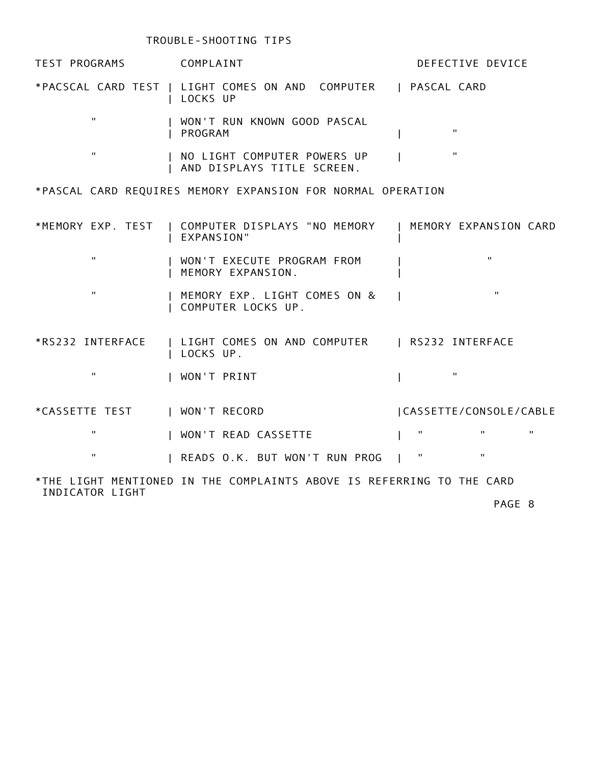# TROUBLE-SHOOTING TIPS

| TEST PROGRAMS | COMPLAINT | DEFECTIVE DEVICE |
|---|---|---|
| *PACSCAL CARD TEST | LIGHT COMES ON AND COMPUTER LOCKS UP | PASCAL CARD |
| " | WON'T RUN KNOWN GOOD PASCAL PROGRAM | " |
| " | NO LIGHT COMPUTER POWERS UP AND DISPLAYS TITLE SCREEN. | " |

*PASCAL CARD REQUIRES MEMORY EXPANSION FOR NORMAL OPERATION

| TEST PROGRAMS | COMPLAINT | DEFECTIVE DEVICE |
|---|---|---|
| *MEMORY EXP. TEST | COMPUTER DISPLAYS "NO MEMORY EXPANSION" | MEMORY EXPANSION CARD |
| " | WON'T EXECUTE PROGRAM FROM MEMORY EXPANSION. | " |
| " | MEMORY EXP. LIGHT COMES ON & COMPUTER LOCKS UP. | " |
| *RS232 INTERFACE | LIGHT COMES ON AND COMPUTER LOCKS UP. | RS232 INTERFACE |
| " | WON'T PRINT | " |
| *CASSETTE TEST | WON'T RECORD | CASSETTE/CONSOLE/CABLE |
| " | WON'T READ CASSETTE | " " " |
| " | READS O.K. BUT WON'T RUN PROG | " " |

*THE LIGHT MENTIONED IN THE COMPLAINTS ABOVE IS REFERRING TO THE CARD INDICATOR LIGHT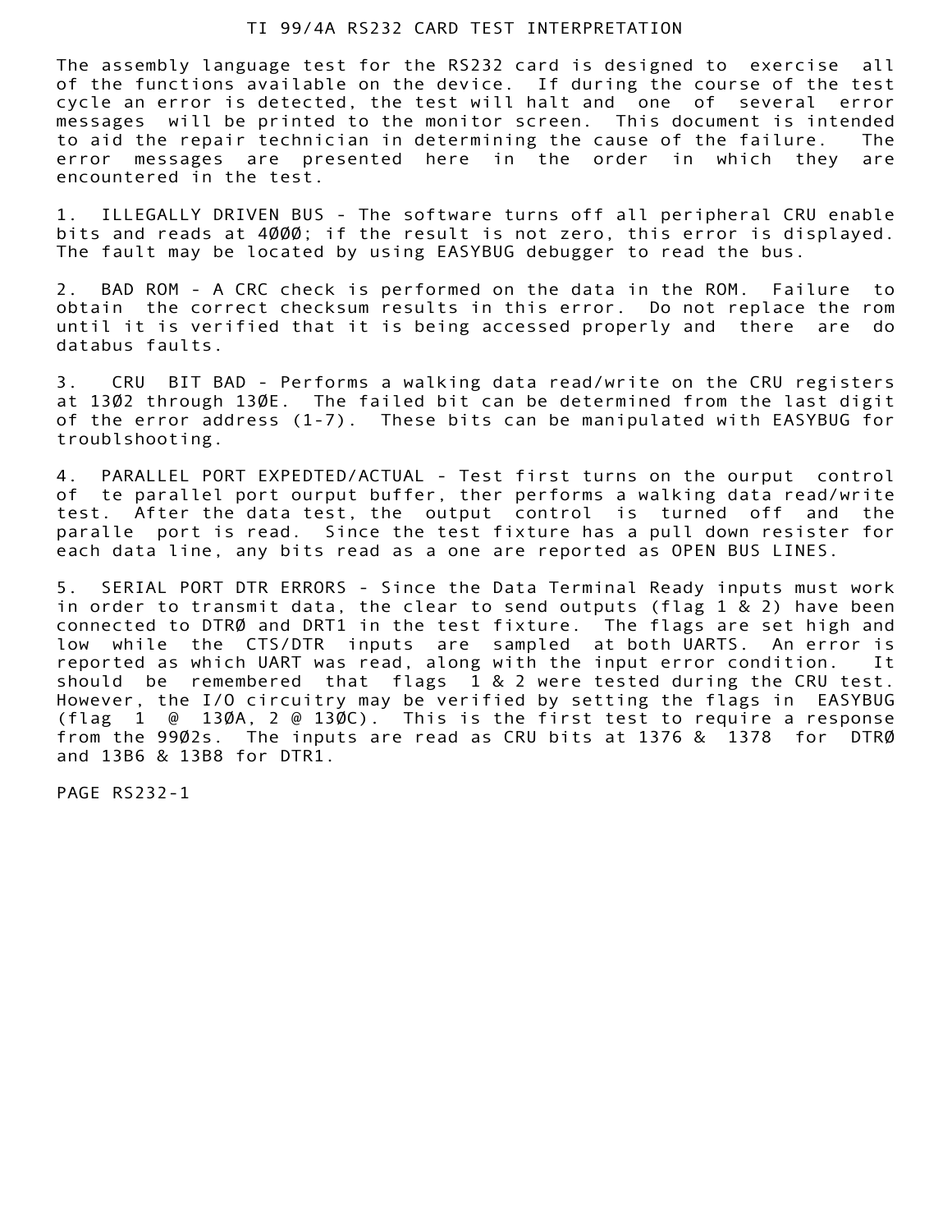# TI 99/4A RS232 CARD TEST INTERPRETATION

The assembly language test for the RS232 card is designed to exercise all of the functions available on the device. If during the course of the test cycle an error is detected, the test will halt and one of several error messages will be printed to the monitor screen. This document is intended to aid the repair technician in determining the cause of the failure. The error messages are presented here in the order in which they are encountered in the test.

1. ILLEGALLY DRIVEN BUS - The software turns off all peripheral CRU enable bits and reads at 4ØØØ; if the result is not zero, this error is displayed. The fault may be located by using EASYBUG debugger to read the bus.

2. BAD ROM - A CRC check is performed on the data in the ROM. Failure to obtain the correct checksum results in this error. Do not replace the rom until it is verified that it is being accessed properly and there are do databus faults.

3. CRU BIT BAD - Performs a walking data read/write on the CRU registers at 13Ø2 through 13ØE. The failed bit can be determined from the last digit of the error address (1-7). These bits can be manipulated with EASYBUG for troublshooting.

4. PARALLEL PORT EXPEDTED/ACTUAL - Test first turns on the ourput control of te parallel port ourput buffer, ther performs a walking data read/write test. After the data test, the output control is turned off and the paralle port is read. Since the test fixture has a pull down resister for each data line, any bits read as a one are reported as OPEN BUS LINES.

5. SERIAL PORT DTR ERRORS - Since the Data Terminal Ready inputs must work in order to transmit data, the clear to send outputs (flag 1 & 2) have been connected to DTRØ and DRT1 in the test fixture. The flags are set high and low while the CTS/DTR inputs are sampled at both UARTS. An error is reported as which UART was read, along with the input error condition. It should be remembered that flags 1 & 2 were tested during the CRU test. However, the I/O circuitry may be verified by setting the flags in EASYBUG (flag 1 @ 13ØA, 2 @ 13ØC). This is the first test to require a response from the 99Ø2s. The inputs are read as CRU bits at 1376 & 1378 for DTRØ and 13B6 & 13B8 for DTR1.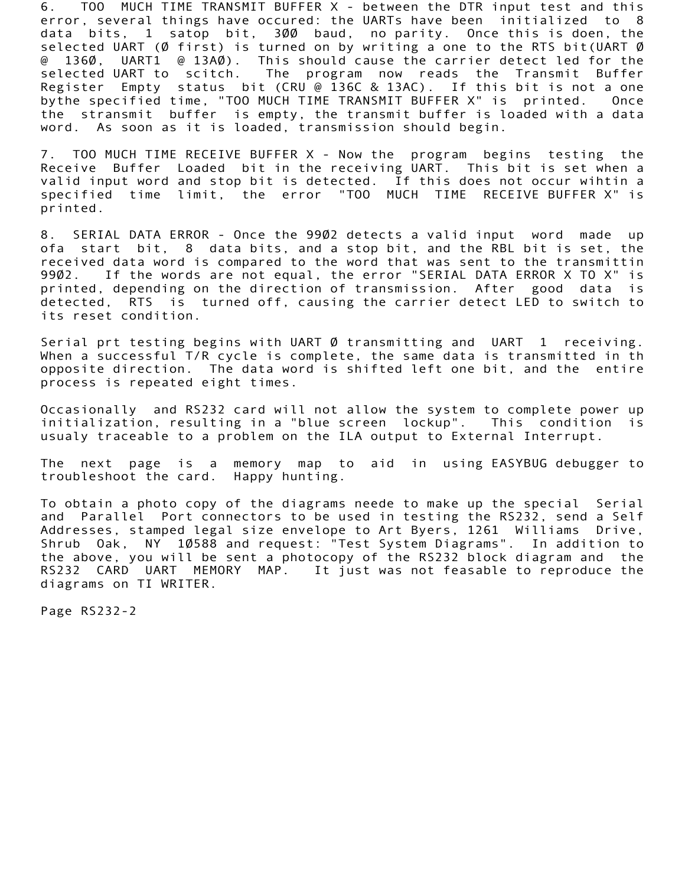6. TOO MUCH TIME TRANSMIT BUFFER X - between the DTR input test and this error, several things have occured: the UARTs have been initialized to 8 data bits, 1 satop bit, 3ØØ baud, no parity. Once this is doen, the selected UART (Ø first) is turned on by writing a one to the RTS bit(UART Ø @ 136Ø, UART1 @ 13AØ). This should cause the carrier detect led for the selected UART to scitch. The program now reads the Transmit Buffer Register Empty status bit (CRU @ 136C & 13AC). If this bit is not a one bythe specified time, "TOO MUCH TIME TRANSMIT BUFFER X" is printed. Once the stransmit buffer is empty, the transmit buffer is loaded with a data word. As soon as it is loaded, transmission should begin.

7. TOO MUCH TIME RECEIVE BUFFER X - Now the program begins testing the Receive Buffer Loaded bit in the receiving UART. This bit is set when a valid input word and stop bit is detected. If this does not occur wihtin a specified time limit, the error "TOO MUCH TIME RECEIVE BUFFER X" is printed.

8. SERIAL DATA ERROR - Once the 99Ø2 detects a valid input word made up ofa start bit, 8 data bits, and a stop bit, and the RBL bit is set, the received data word is compared to the word that was sent to the transmittin 99Ø2. If the words are not equal, the error "SERIAL DATA ERROR X TO X" is printed, depending on the direction of transmission. After good data is detected, RTS is turned off, causing the carrier detect LED to switch to its reset condition.

Serial prt testing begins with UART Ø transmitting and UART 1 receiving. When a successful T/R cycle is complete, the same data is transmitted in th opposite direction. The data word is shifted left one bit, and the entire process is repeated eight times.

Occasionally and RS232 card will not allow the system to complete power up initialization, resulting in a "blue screen lockup". This condition is usualy traceable to a problem on the ILA output to External Interrupt.

The next page is a memory map to aid in using EASYBUG debugger to troubleshoot the card. Happy hunting.

To obtain a photo copy of the diagrams neede to make up the special Serial and Parallel Port connectors to be used in testing the RS232, send a Self Addresses, stamped legal size envelope to Art Byers, 1261 Williams Drive, Shrub Oak, NY 1Ø588 and request: "Test System Diagrams". In addition to the above, you will be sent a photocopy of the RS232 block diagram and the RS232 CARD UART MEMORY MAP. It just was not feasable to reproduce the diagrams on TI WRITER.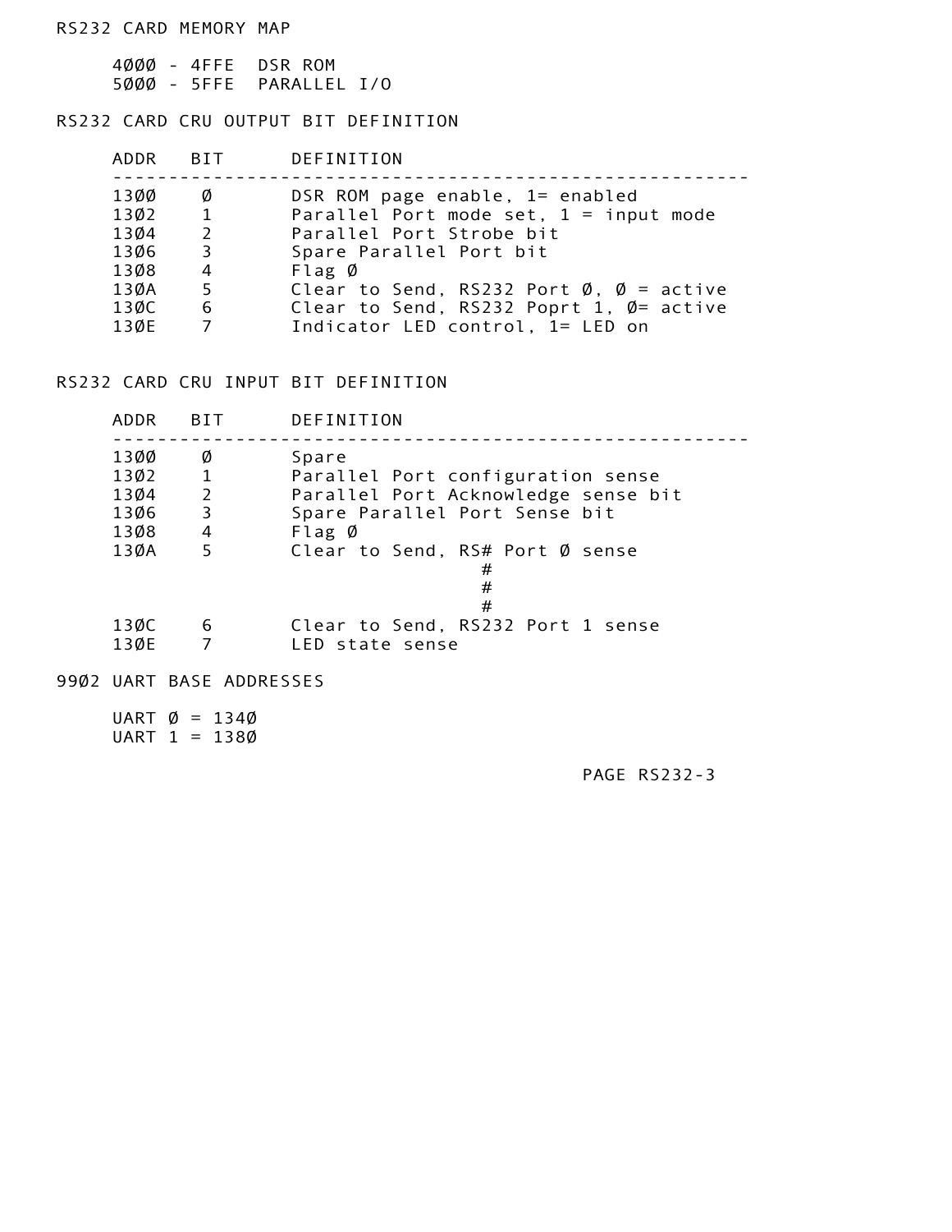## RS232 CARD MEMORY MAP

4ØØØ - 4FFE  DSR ROM
5ØØØ - 5FFE  PARALLEL I/O

## RS232 CARD CRU OUTPUT BIT DEFINITION

| ADDR | BIT | DEFINITION |
|---|---|---|
| 13ØØ | Ø | DSR ROM page enable, 1= enabled |
| 13Ø2 | 1 | Parallel Port mode set, 1 = input mode |
| 13Ø4 | 2 | Parallel Port Strobe bit |
| 13Ø6 | 3 | Spare Parallel Port bit |
| 13Ø8 | 4 | Flag Ø |
| 13ØA | 5 | Clear to Send, RS232 Port Ø, Ø = active |
| 13ØC | 6 | Clear to Send, RS232 Poprt 1, Ø= active |
| 13ØE | 7 | Indicator LED control, 1= LED on |

## RS232 CARD CRU INPUT BIT DEFINITION

| ADDR | BIT | DEFINITION |
|---|---|---|
| 13ØØ | Ø | Spare |
| 13Ø2 | 1 | Parallel Port configuration sense |
| 13Ø4 | 2 | Parallel Port Acknowledge sense bit |
| 13Ø6 | 3 | Spare Parallel Port Sense bit |
| 13Ø8 | 4 | Flag Ø |
| 13ØA | 5 | Clear to Send, RS# Port Ø sense # # # |
| 13ØC | 6 | Clear to Send, RS232 Port 1 sense |
| 13ØE | 7 | LED state sense |

## 99Ø2 UART BASE ADDRESSES

UART Ø = 134Ø
UART 1 = 138Ø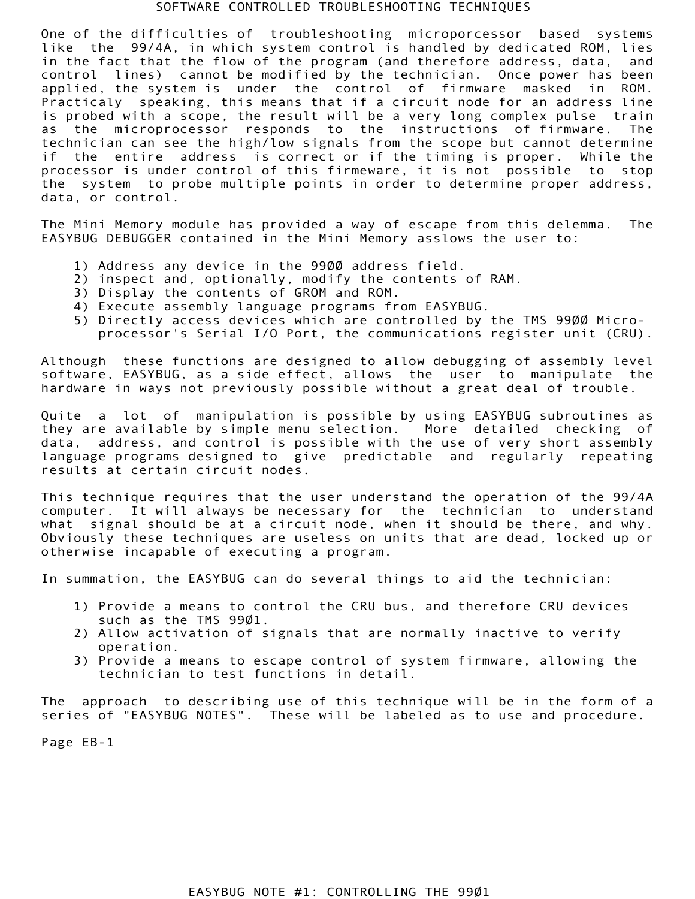# SOFTWARE CONTROLLED TROUBLESHOOTING TECHNIQUES

One of the difficulties of troubleshooting microporcessor based systems like the 99/4A, in which system control is handled by dedicated ROM, lies in the fact that the flow of the program (and therefore address, data, and control lines) cannot be modified by the technician. Once power has been applied, the system is under the control of firmware masked in ROM. Practicaly speaking, this means that if a circuit node for an address line is probed with a scope, the result will be a very long complex pulse train as the microprocessor responds to the instructions of firmware. The technician can see the high/low signals from the scope but cannot determine if the entire address is correct or if the timing is proper. While the processor is under control of this firmeware, it is not possible to stop the system to probe multiple points in order to determine proper address, data, or control.

The Mini Memory module has provided a way of escape from this delemma. The EASYBUG DEBUGGER contained in the Mini Memory asslows the user to:

1) Address any device in the 99ØØ address field.
2) inspect and, optionally, modify the contents of RAM.
3) Display the contents of GROM and ROM.
4) Execute assembly language programs from EASYBUG.
5) Directly access devices which are controlled by the TMS 99ØØ Micro-processor's Serial I/O Port, the communications register unit (CRU).

Although these functions are designed to allow debugging of assembly level software, EASYBUG, as a side effect, allows the user to manipulate the hardware in ways not previously possible without a great deal of trouble.

Quite a lot of manipulation is possible by using EASYBUG subroutines as they are available by simple menu selection. More detailed checking of data, address, and control is possible with the use of very short assembly language programs designed to give predictable and regularly repeating results at certain circuit nodes.

This technique requires that the user understand the operation of the 99/4A computer. It will always be necessary for the technician to understand what signal should be at a circuit node, when it should be there, and why. Obviously these techniques are useless on units that are dead, locked up or otherwise incapable of executing a program.

In summation, the EASYBUG can do several things to aid the technician:

1) Provide a means to control the CRU bus, and therefore CRU devices such as the TMS 99Ø1.
2) Allow activation of signals that are normally inactive to verify operation.
3) Provide a means to escape control of system firmware, allowing the technician to test functions in detail.

The approach to describing use of this technique will be in the form of a series of "EASYBUG NOTES". These will be labeled as to use and procedure.

Page EB-1

## EASYBUG NOTE #1: CONTROLLING THE 99Ø1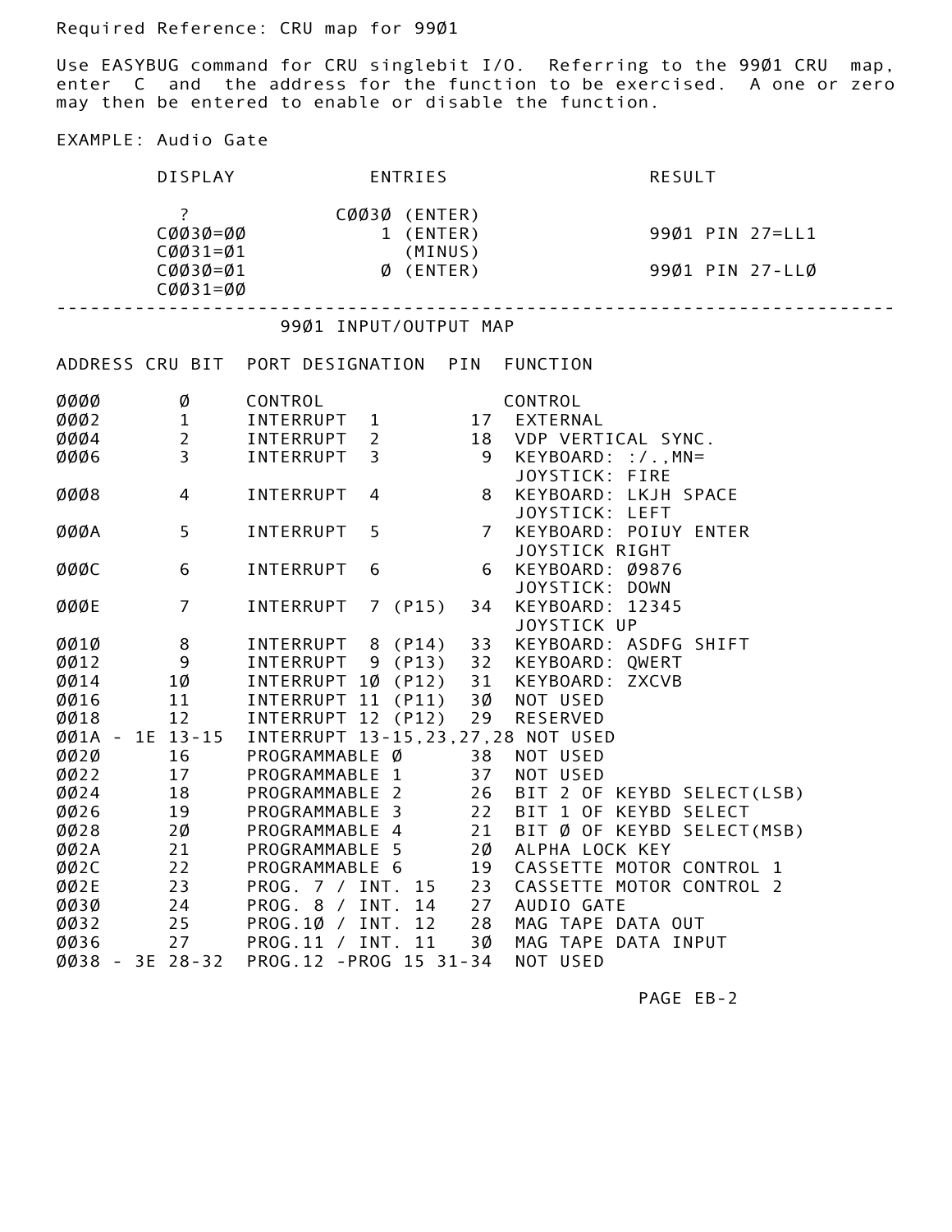Required Reference: CRU map for 99Ø1

Use EASYBUG command for CRU singlebit I/O. Referring to the 99Ø1 CRU map, enter C and the address for the function to be exercised. A one or zero may then be entered to enable or disable the function.

EXAMPLE: Audio Gate

| DISPLAY | ENTRIES | RESULT |
|---|---|---|
| ? | CØØ3Ø (ENTER) | |
| CØØ3Ø=ØØ | 1 (ENTER) | 99Ø1 PIN 27=LL1 |
| CØØ31=Ø1 | (MINUS) | |
| CØØ3Ø=Ø1 | Ø (ENTER) | 99Ø1 PIN 27-LLØ |
| CØØ31=ØØ | | |

---

## 99Ø1 INPUT/OUTPUT MAP

| ADDRESS | CRU BIT | PORT DESIGNATION | PIN | FUNCTION |
|---|---|---|---|---|
| ØØØØ | Ø | CONTROL | | CONTROL |
| ØØØ2 | 1 | INTERRUPT 1 | 17 | EXTERNAL |
| ØØØ4 | 2 | INTERRUPT 2 | 18 | VDP VERTICAL SYNC. |
| ØØØ6 | 3 | INTERRUPT 3 | 9 | KEYBOARD: :/.,MN= JOYSTICK: FIRE |
| ØØØ8 | 4 | INTERRUPT 4 | 8 | KEYBOARD: LKJH SPACE JOYSTICK: LEFT |
| ØØØA | 5 | INTERRUPT 5 | 7 | KEYBOARD: POIUY ENTER JOYSTICK RIGHT |
| ØØØC | 6 | INTERRUPT 6 | 6 | KEYBOARD: Ø9876 JOYSTICK: DOWN |
| ØØØE | 7 | INTERRUPT 7 (P15) | 34 | KEYBOARD: 12345 JOYSTICK UP |
| ØØ1Ø | 8 | INTERRUPT 8 (P14) | 33 | KEYBOARD: ASDFG SHIFT |
| ØØ12 | 9 | INTERRUPT 9 (P13) | 32 | KEYBOARD: QWERT |
| ØØ14 | 1Ø | INTERRUPT 1Ø (P12) | 31 | KEYBOARD: ZXCVB |
| ØØ16 | 11 | INTERRUPT 11 (P11) | 3Ø | NOT USED |
| ØØ18 | 12 | INTERRUPT 12 (P12) | 29 | RESERVED |
| ØØ1A - 1E | 13-15 | INTERRUPT 13-15 | 23,27,28 | NOT USED |
| ØØ2Ø | 16 | PROGRAMMABLE Ø | 38 | NOT USED |
| ØØ22 | 17 | PROGRAMMABLE 1 | 37 | NOT USED |
| ØØ24 | 18 | PROGRAMMABLE 2 | 26 | BIT 2 OF KEYBD SELECT(LSB) |
| ØØ26 | 19 | PROGRAMMABLE 3 | 22 | BIT 1 OF KEYBD SELECT |
| ØØ28 | 2Ø | PROGRAMMABLE 4 | 21 | BIT Ø OF KEYBD SELECT(MSB) |
| ØØ2A | 21 | PROGRAMMABLE 5 | 2Ø | ALPHA LOCK KEY |
| ØØ2C | 22 | PROGRAMMABLE 6 | 19 | CASSETTE MOTOR CONTROL 1 |
| ØØ2E | 23 | PROG. 7 / INT. 15 | 23 | CASSETTE MOTOR CONTROL 2 |
| ØØ3Ø | 24 | PROG. 8 / INT. 14 | 27 | AUDIO GATE |
| ØØ32 | 25 | PROG.1Ø / INT. 12 | 28 | MAG TAPE DATA OUT |
| ØØ36 | 27 | PROG.11 / INT. 11 | 3Ø | MAG TAPE DATA INPUT |
| ØØ38 - 3E | 28-32 | PROG.12 -PROG 15 | 31-34 | NOT USED |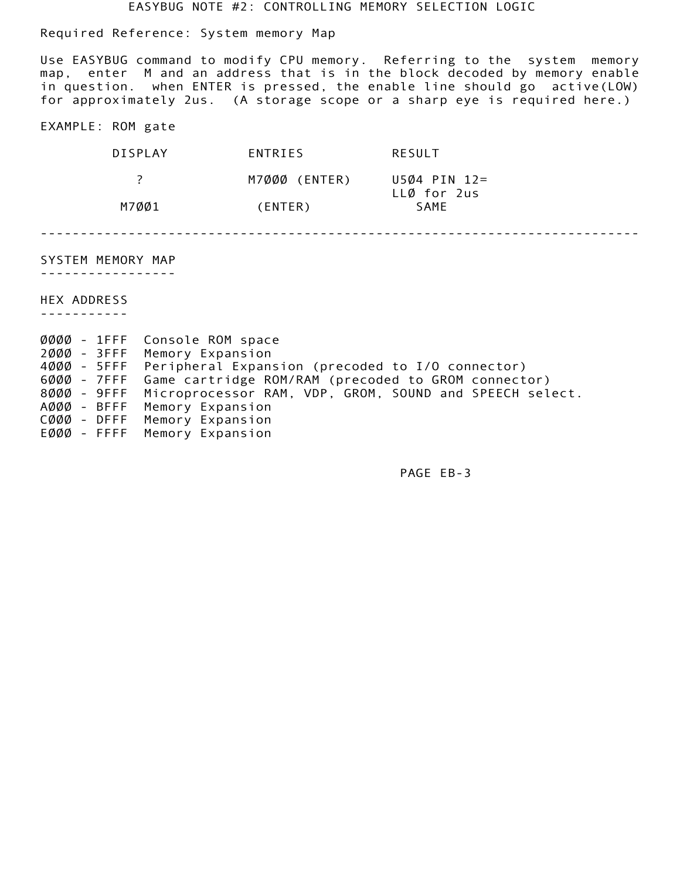# EASYBUG NOTE #2: CONTROLLING MEMORY SELECTION LOGIC

Required Reference: System memory Map

Use EASYBUG command to modify CPU memory. Referring to the system memory map, enter M and an address that is in the block decoded by memory enable in question. when ENTER is pressed, the enable line should go active(LOW) for approximately 2us. (A storage scope or a sharp eye is required here.)

EXAMPLE: ROM gate

| DISPLAY | ENTRIES | RESULT |
|---|---|---|
| ? | M7ØØØ (ENTER) | U5Ø4 PIN 12= LLØ for 2us |
| M7ØØ1 | (ENTER) | SAME |

---

## SYSTEM MEMORY MAP

HEX ADDRESS

```
ØØØØ - 1FFF  Console ROM space
2ØØØ - 3FFF  Memory Expansion
4ØØØ - 5FFF  Peripheral Expansion (precoded to I/O connector)
6ØØØ - 7FFF  Game cartridge ROM/RAM (precoded to GROM connector)
8ØØØ - 9FFF  Microprocessor RAM, VDP, GROM, SOUND and SPEECH select.
AØØØ - BFFF  Memory Expansion
CØØØ - DFFF  Memory Expansion
EØØØ - FFFF  Memory Expansion
```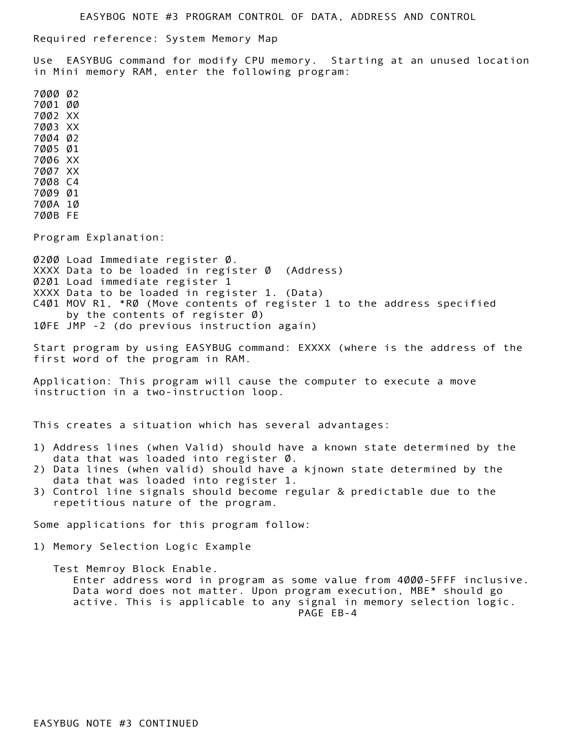# EASYBOG NOTE #3 PROGRAM CONTROL OF DATA, ADDRESS AND CONTROL

Required reference: System Memory Map

Use EASYBUG command for modify CPU memory. Starting at an unused location in Mini memory RAM, enter the following program:

```
7ØØØ Ø2
7ØØ1 ØØ
7ØØ2 XX
7ØØ3 XX
7ØØ4 Ø2
7ØØ5 Ø1
7ØØ6 XX
7ØØ7 XX
7ØØ8 C4
7ØØ9 Ø1
7ØØA 1Ø
7ØØB FE
```

Program Explanation:

```
Ø2ØØ Load Immediate register Ø.
XXXX Data to be loaded in register Ø  (Address)
Ø2Ø1 Load immediate register 1
XXXX Data to be loaded in register 1. (Data)
C4Ø1 MOV R1, *RØ (Move contents of register 1 to the address specified
     by the contents of register Ø)
1ØFE JMP -2 (do previous instruction again)
```

Start program by using EASYBUG command: EXXXX (where is the address of the first word of the program in RAM.

Application: This program will cause the computer to execute a move instruction in a two-instruction loop.

This creates a situation which has several advantages:

1) Address lines (when Valid) should have a known state determined by the data that was loaded into register Ø.
2) Data lines (when valid) should have a kjnown state determined by the data that was loaded into register 1.
3) Control line signals should become regular & predictable due to the repetitious nature of the program.

Some applications for this program follow:

1) Memory Selection Logic Example

   Test Memroy Block Enable.
   Enter address word in program as some value from 4ØØØ-5FFF inclusive. Data word does not matter. Upon program execution, MBE* should go active. This is applicable to any signal in memory selection logic.

EASYBUG NOTE #3 CONTINUED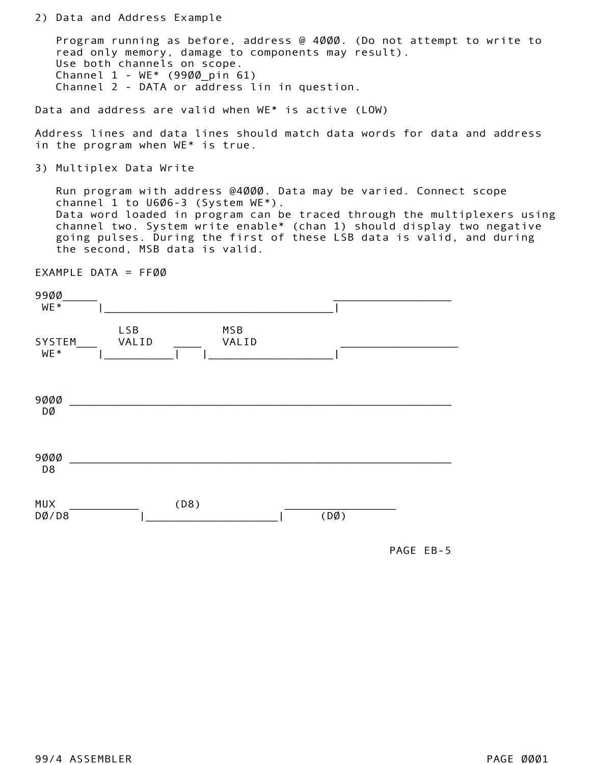2) Data and Address Example

Program running as before, address @ 4ØØØ. (Do not attempt to write to read only memory, damage to components may result).
Use both channels on scope.
Channel 1 - WE* (99ØØ_pin 61)
Channel 2 - DATA or address lin in question.

Data and address are valid when WE* is active (LOW)

Address lines and data lines should match data words for data and address in the program when WE* is true.

3) Multiplex Data Write

Run program with address @4ØØØ. Data may be varied. Connect scope channel 1 to U6Ø6-3 (System WE*).
Data word loaded in program can be traced through the multiplexers using channel two. System write enable* (chan 1) should display two negative going pulses. During the first of these LSB data is valid, and during the second, MSB data is valid.

EXAMPLE DATA = FFØØ

```
99ØØ_____                                  _________________
 WE*     |_________________________________|

            LSB            MSB
SYSTEM___   VALID   ____   VALID             _________________
 WE*     |__________|    |___________________|



9ØØØ _______________________________________________________
 DØ



9ØØØ _______________________________________________________
 D8


MUX  __________      (D8)             ________________
DØ/D8          |____________________|      (DØ)
```

PAGE EB-5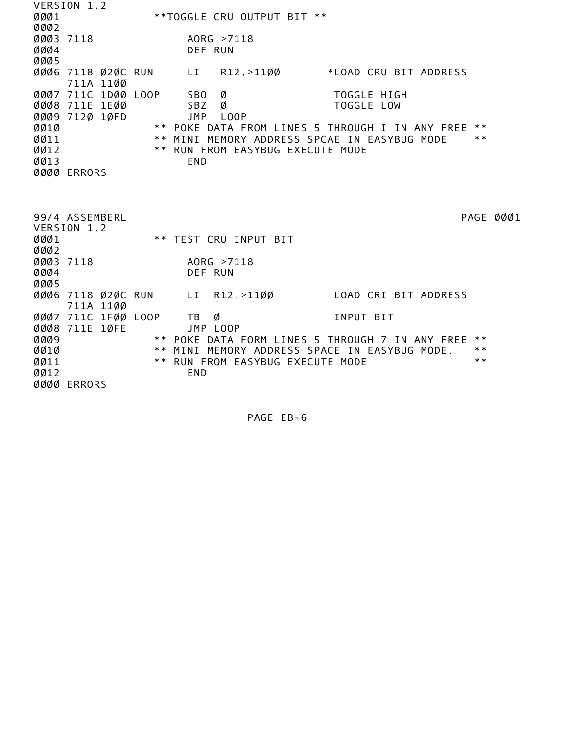```
VERSION 1.2
ØØØ1               **TOGGLE CRU OUTPUT BIT **
ØØØ2
ØØØ3 7118               AORG >7118
ØØØ4                    DEF RUN
ØØØ5
ØØØ6 7118 Ø2ØC RUN      LI   R12,>11ØØ       *LOAD CRU BIT ADDRESS
     711A 11ØØ
ØØØ7 711C 1DØØ LOOP     SBO  Ø                TOGGLE HIGH
ØØØ8 711E 1EØØ          SBZ  Ø                TOGGLE LOW
ØØØ9 712Ø 1ØFD          JMP  LOOP
ØØ1Ø               ** POKE DATA FROM LINES 5 THROUGH I IN ANY FREE **
ØØ11               ** MINI MEMORY ADDRESS SPCAE IN EASYBUG MODE    **
ØØ12               ** RUN FROM EASYBUG EXECUTE MODE
ØØ13                    END
ØØØØ ERRORS
```

```
99/4 ASSEMBERL                                                    PAGE ØØØ1
VERSION 1.2
ØØØ1               ** TEST CRU INPUT BIT
ØØØ2
ØØØ3 7118               AORG >7118
ØØØ4                    DEF RUN
ØØØ5
ØØØ6 7118 Ø2ØC RUN      LI  R12,>11ØØ         LOAD CRI BIT ADDRESS
     711A 11ØØ
ØØØ7 711C 1FØØ LOOP     TB  Ø                 INPUT BIT
ØØØ8 711E 1ØFE          JMP LOOP
ØØØ9               ** POKE DATA FORM LINES 5 THROUGH 7 IN ANY FREE **
ØØ1Ø               ** MINI MEMORY ADDRESS SPACE IN EASYBUG MODE.   **
ØØ11               ** RUN FROM EASYBUG EXECUTE MODE                **
ØØ12                    END
ØØØØ ERRORS
```